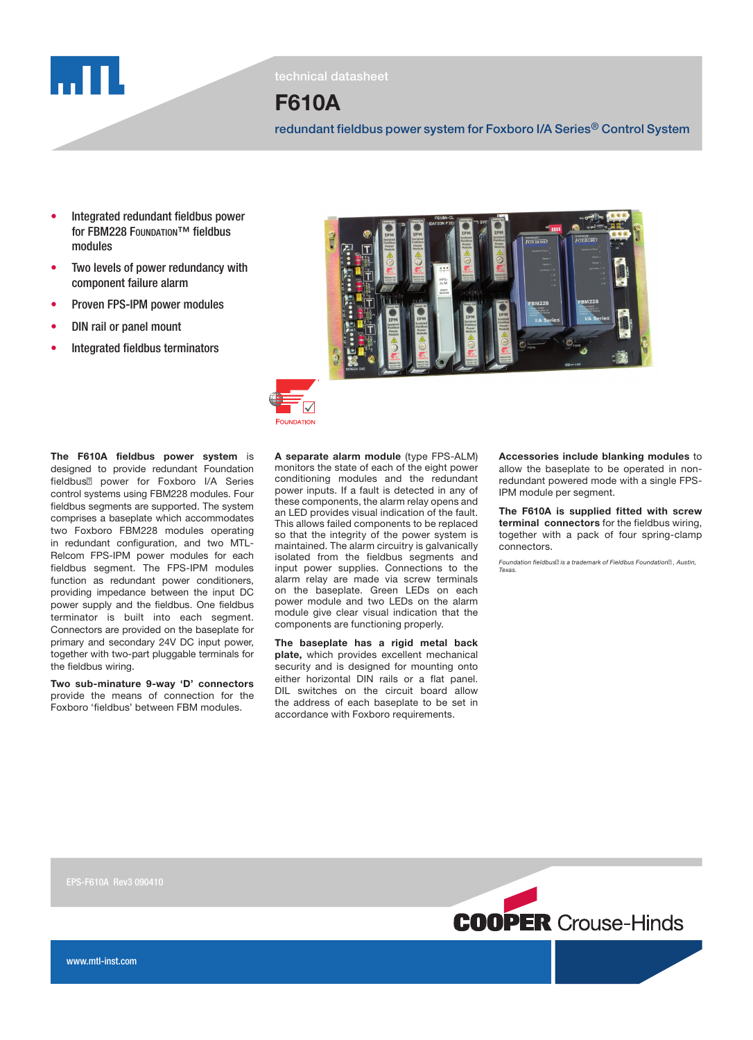technical datasheet

# F610A

## redundant fieldbus power system for Foxboro I/A Series® Control System

- Integrated redundant fieldbus power for FBM228 FOUNDATION™ fieldbus modules
- Two levels of power redundancy with component failure alarm
- Proven FPS-IPM power modules
- DIN rail or panel mount
- Integrated fieldbus terminators

**The F610A fieldbus power system** is designed to provide redundant Foundation fieldbus® power for Foxboro I/A Series control systems using FBM228 modules. Four fieldbus segments are supported. The system comprises a baseplate which accommodates two Foxboro FBM228 modules operating in redundant configuration, and two MTL-Relcom FPS-IPM power modules for each fieldbus segment. The FPS-IPM modules function as redundant power conditioners, providing impedance between the input DC power supply and the fieldbus. One fieldbus terminator is built into each segment. Connectors are provided on the baseplate for primary and secondary 24V DC input power, together with two-part pluggable terminals for the fieldbus wiring.

**Two sub-minature 9-way 'D' connectors** provide the means of connection for the Foxboro 'fieldbus' between FBM modules.

**A separate alarm module** (type FPS-ALM) monitors the state of each of the eight power conditioning modules and the redundant power inputs. If a fault is detected in any of these components, the alarm relay opens and an LED provides visual indication of the fault. This allows failed components to be replaced so that the integrity of the power system is maintained. The alarm circuitry is galvanically isolated from the fieldbus segments and input power supplies. Connections to the alarm relay are made via screw terminals on the baseplate. Green LEDs on each power module and two LEDs on the alarm module give clear visual indication that the components are functioning properly.

**The baseplate has a rigid metal back plate,** which provides excellent mechanical security and is designed for mounting onto either horizontal DIN rails or a flat panel. DIL switches on the circuit board allow the address of each baseplate to be set in accordance with Foxboro requirements.

**Accessories include blanking modules** to allow the baseplate to be operated in non-redundant powered mode with a single FPS-IPM module per segment.

**The F610A is supplied fitted with screw terminal connectors** for the fieldbus wiring, together with a pack of four spring-clamp connectors.

*Foundation fieldbus® is a trademark of Fieldbus Foundation®, Austin, Texas.*

EPS-F610A Rev3 090410

www.mtl-inst.com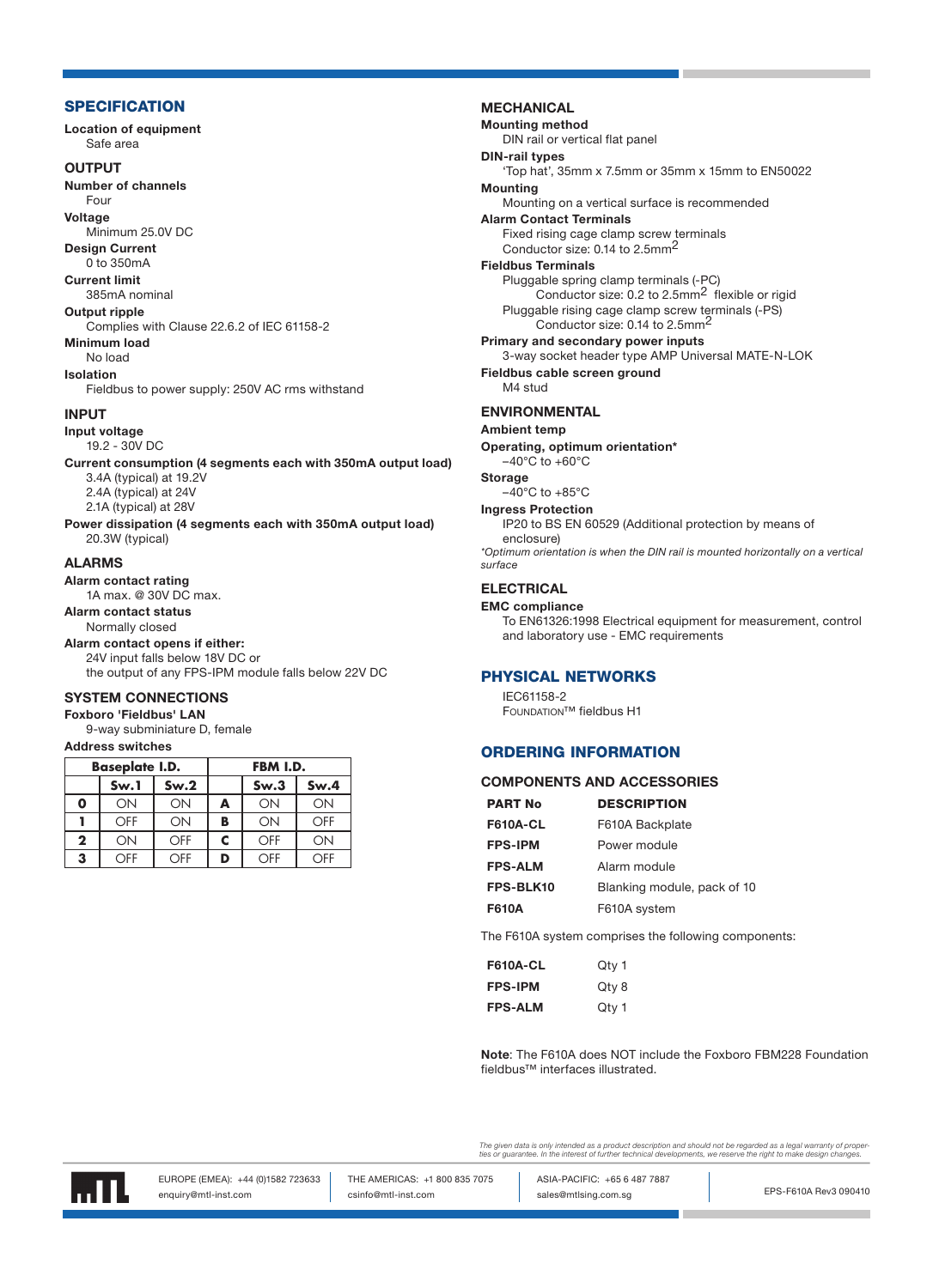## SPECIFICATION

**Location of equipment**
Safe area

### OUTPUT

**Number of channels**
Four

**Voltage**
Minimum 25.0V DC

**Design Current**
0 to 350mA

**Current limit**
385mA nominal

**Output ripple**
Complies with Clause 22.6.2 of IEC 61158-2

**Minimum load**
No load

**Isolation**
Fieldbus to power supply: 250V AC rms withstand

### INPUT

**Input voltage**
19.2 - 30V DC

**Current consumption (4 segments each with 350mA output load)**
3.4A (typical) at 19.2V
2.4A (typical) at 24V
2.1A (typical) at 28V

**Power dissipation (4 segments each with 350mA output load)**
20.3W (typical)

### ALARMS

**Alarm contact rating**
1A max. @ 30V DC max.

**Alarm contact status**
Normally closed

**Alarm contact opens if either:**
24V input falls below 18V DC or
the output of any FPS-IPM module falls below 22V DC

### SYSTEM CONNECTIONS

**Foxboro 'Fieldbus' LAN**
9-way subminiature D, female

**Address switches**

| Baseplate I.D. | | | FBM I.D. | | |
|---|---|---|---|---|---|
| | Sw.1 | Sw.2 | | Sw.3 | Sw.4 |
| **0** | ON | ON | **A** | ON | ON |
| **1** | OFF | ON | **B** | ON | OFF |
| **2** | ON | OFF | **C** | OFF | ON |
| **3** | OFF | OFF | **D** | OFF | OFF |

### MECHANICAL

**Mounting method**
DIN rail or vertical flat panel

**DIN-rail types**
'Top hat', 35mm x 7.5mm or 35mm x 15mm to EN50022

**Mounting**
Mounting on a vertical surface is recommended

**Alarm Contact Terminals**
Fixed rising cage clamp screw terminals
Conductor size: 0.14 to 2.5mm$^2$

**Fieldbus Terminals**
Pluggable spring clamp terminals (-PC)
Conductor size: 0.2 to 2.5mm$^2$ flexible or rigid
Pluggable rising cage clamp screw terminals (-PS)
Conductor size: 0.14 to 2.5mm$^2$

**Primary and secondary power inputs**
3-way socket header type AMP Universal MATE-N-LOK

**Fieldbus cable screen ground**
M4 stud

### ENVIRONMENTAL

**Ambient temp**

**Operating, optimum orientation***
–40°C to +60°C

**Storage**
–40°C to +85°C

**Ingress Protection**
IP20 to BS EN 60529 (Additional protection by means of enclosure)

*\*Optimum orientation is when the DIN rail is mounted horizontally on a vertical surface*

### ELECTRICAL

**EMC compliance**
To EN61326:1998 Electrical equipment for measurement, control and laboratory use - EMC requirements

## PHYSICAL NETWORKS

IEC61158-2
FOUNDATION™ fieldbus H1

## ORDERING INFORMATION

### COMPONENTS AND ACCESSORIES

| PART No | DESCRIPTION |
|---|---|
| **F610A-CL** | F610A Backplate |
| **FPS-IPM** | Power module |
| **FPS-ALM** | Alarm module |
| **FPS-BLK10** | Blanking module, pack of 10 |
| **F610A** | F610A system |

The F610A system comprises the following components:

| | |
|---|---|
| **F610A-CL** | Qty 1 |
| **FPS-IPM** | Qty 8 |
| **FPS-ALM** | Qty 1 |

**Note**: The F610A does NOT include the Foxboro FBM228 Foundation fieldbus™ interfaces illustrated.

*The given data is only intended as a product description and should not be regarded as a legal warranty of properties or guarantee. In the interest of further technical developments, we reserve the right to make design changes.*

EUROPE (EMEA): +44 (0)1582 723633
enquiry@mtl-inst.com

THE AMERICAS: +1 800 835 7075
csinfo@mtl-inst.com

ASIA-PACIFIC: +65 6 487 7887
sales@mtlsing.com.sg

EPS-F610A Rev3 090410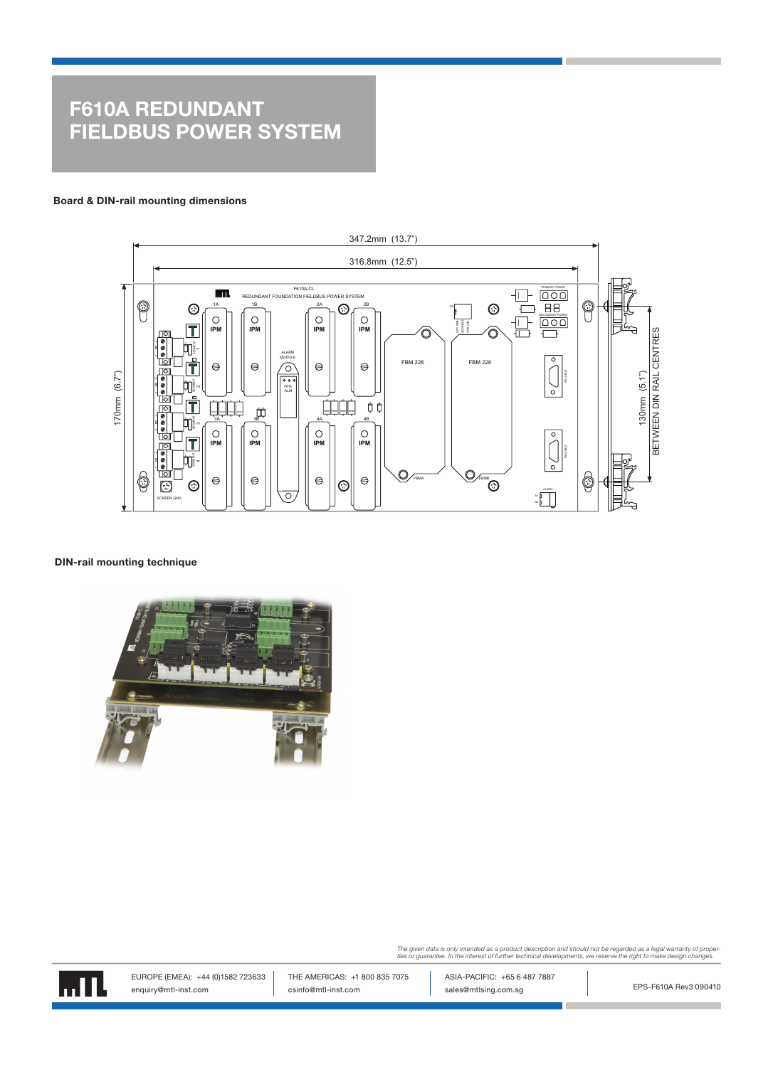# F610A REDUNDANT FIELDBUS POWER SYSTEM

**Board & DIN-rail mounting dimensions**

347.2mm (13.7")

316.8mm (12.5")

170mm (6.7")

130mm (5.1") BETWEEN DIN RAIL CENTRES

**DIN-rail mounting technique**

*The given data is only intended as a product description and should not be regarded as a legal warranty of properties or guarantee. In the interest of further technical developments, we reserve the right to make design changes.*

EUROPE (EMEA): +44 (0)1582 723633
enquiry@mtl-inst.com

THE AMERICAS: +1 800 835 7075
csinfo@mtl-inst.com

ASIA-PACIFIC: +65 6 487 7887
sales@mtlsing.com.sg

EPS-F610A Rev3 090410